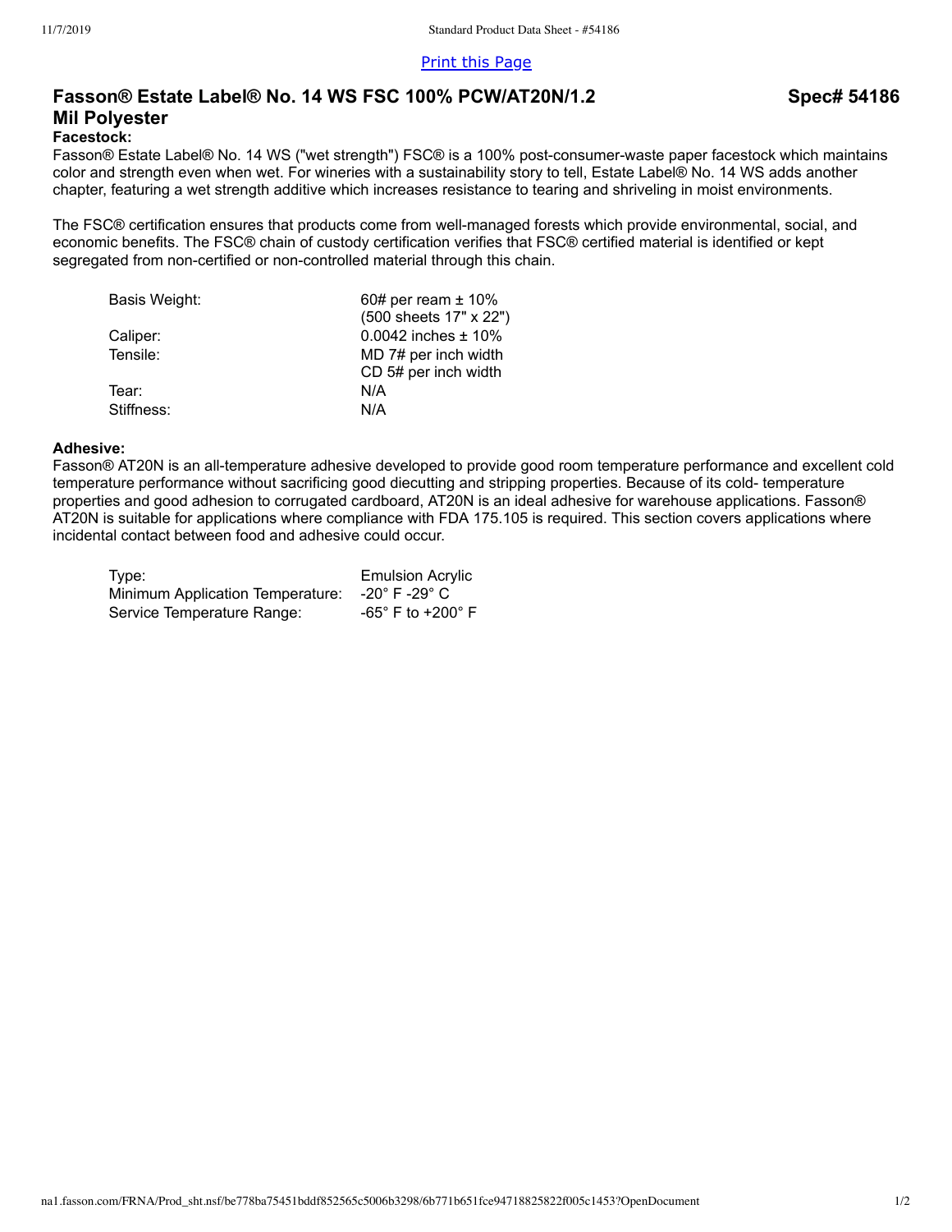Print this Page

# Fasson® Estate Label® No. 14 WS FSC 100% PCW/AT20N/1.2 Mil Polyester

**Spec# 54186**

### Facestock:

Fasson® Estate Label® No. 14 WS ("wet strength") FSC® is a 100% post-consumer-waste paper facestock which maintains color and strength even when wet. For wineries with a sustainability story to tell, Estate Label® No. 14 WS adds another chapter, featuring a wet strength additive which increases resistance to tearing and shriveling in moist environments.

The FSC® certification ensures that products come from well-managed forests which provide environmental, social, and economic benefits. The FSC® chain of custody certification verifies that FSC® certified material is identified or kept segregated from non-certified or non-controlled material through this chain.

| | |
|---|---|
| Basis Weight: | 60# per ream ± 10% (500 sheets 17" x 22") |
| Caliper: | 0.0042 inches ± 10% |
| Tensile: | MD 7# per inch width<br>CD 5# per inch width |
| Tear: | N/A |
| Stiffness: | N/A |

### Adhesive:

Fasson® AT20N is an all-temperature adhesive developed to provide good room temperature performance and excellent cold temperature performance without sacrificing good diecutting and stripping properties. Because of its cold- temperature properties and good adhesion to corrugated cardboard, AT20N is an ideal adhesive for warehouse applications. Fasson® AT20N is suitable for applications where compliance with FDA 175.105 is required. This section covers applications where incidental contact between food and adhesive could occur.

| | |
|---|---|
| Type: | Emulsion Acrylic |
| Minimum Application Temperature: | -20° F -29° C |
| Service Temperature Range: | -65° F to +200° F |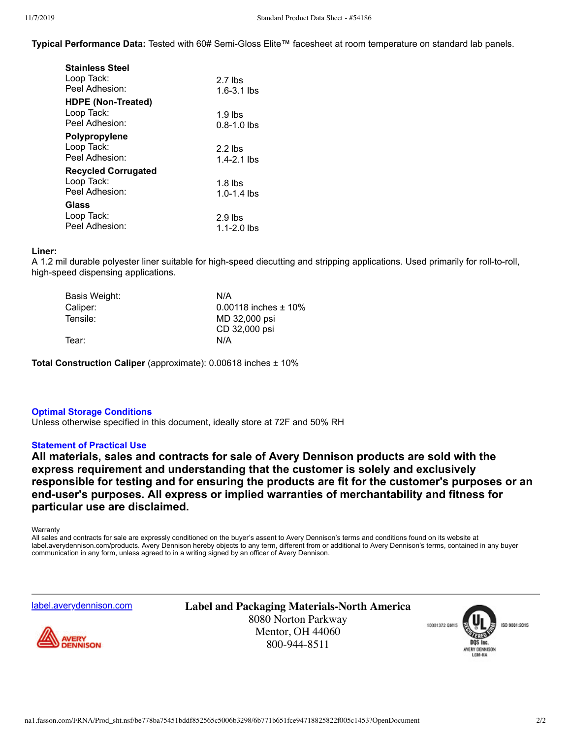**Typical Performance Data:** Tested with 60# Semi-Gloss Elite™ facesheet at room temperature on standard lab panels.

| | |
|---|---|
| **Stainless Steel** | |
| Loop Tack: | 2.7 lbs |
| Peel Adhesion: | 1.6-3.1 lbs |
| **HDPE (Non-Treated)** | |
| Loop Tack: | 1.9 lbs |
| Peel Adhesion: | 0.8-1.0 lbs |
| **Polypropylene** | |
| Loop Tack: | 2.2 lbs |
| Peel Adhesion: | 1.4-2.1 lbs |
| **Recycled Corrugated** | |
| Loop Tack: | 1.8 lbs |
| Peel Adhesion: | 1.0-1.4 lbs |
| **Glass** | |
| Loop Tack: | 2.9 lbs |
| Peel Adhesion: | 1.1-2.0 lbs |

**Liner:**
A 1.2 mil durable polyester liner suitable for high-speed diecutting and stripping applications. Used primarily for roll-to-roll, high-speed dispensing applications.

| | |
|---|---|
| Basis Weight: | N/A |
| Caliper: | 0.00118 inches ± 10% |
| Tensile: | MD 32,000 psi<br>CD 32,000 psi |
| Tear: | N/A |

**Total Construction Caliper** (approximate): 0.00618 inches ± 10%

**Optimal Storage Conditions**
Unless otherwise specified in this document, ideally store at 72F and 50% RH

**Statement of Practical Use**

**All materials, sales and contracts for sale of Avery Dennison products are sold with the express requirement and understanding that the customer is solely and exclusively responsible for testing and for ensuring the products are fit for the customer's purposes or an end-user's purposes. All express or implied warranties of merchantability and fitness for particular use are disclaimed.**

Warranty
All sales and contracts for sale are expressly conditioned on the buyer's assent to Avery Dennison's terms and conditions found on its website at label.averydennison.com/products. Avery Dennison hereby objects to any term, different from or additional to Avery Dennison's terms, contained in any buyer communication in any form, unless agreed to in a writing signed by an officer of Avery Dennison.

label.averydennison.com

AVERY DENNISON

**Label and Packaging Materials-North America**
8080 Norton Parkway
Mentor, OH 44060
800-944-8511

10001372 QM15 ISO 9001:2015 DQS Inc. AVERY DENNISON LGM-NA